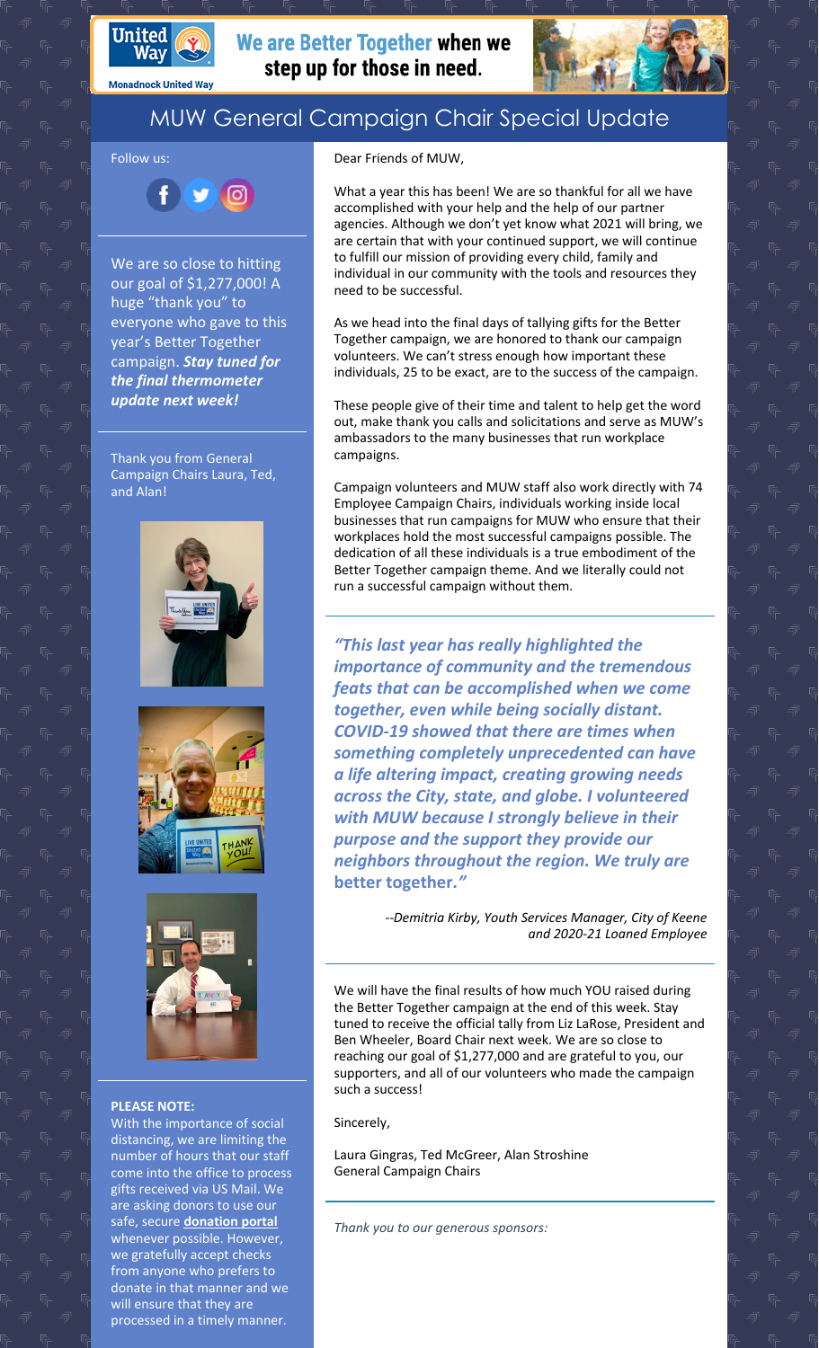**We are Better Together when we step up for those in need.**

Monadnock United Way

# MUW General Campaign Chair Special Update

Follow us:

We are so close to hitting our goal of $1,277,000! A huge "thank you" to everyone who gave to this year's Better Together campaign. ***Stay tuned for the final thermometer update next week!***

Thank you from General Campaign Chairs Laura, Ted, and Alan!

**PLEASE NOTE:**
With the importance of social distancing, we are limiting the number of hours that our staff come into the office to process gifts received via US Mail. We are asking donors to use our safe, secure **donation portal** whenever possible. However, we gratefully accept checks from anyone who prefers to donate in that manner and we will ensure that they are processed in a timely manner.

Dear Friends of MUW,

What a year this has been! We are so thankful for all we have accomplished with your help and the help of our partner agencies. Although we don't yet know what 2021 will bring, we are certain that with your continued support, we will continue to fulfill our mission of providing every child, family and individual in our community with the tools and resources they need to be successful.

As we head into the final days of tallying gifts for the Better Together campaign, we are honored to thank our campaign volunteers. We can't stress enough how important these individuals, 25 to be exact, are to the success of the campaign.

These people give of their time and talent to help get the word out, make thank you calls and solicitations and serve as MUW's ambassadors to the many businesses that run workplace campaigns.

Campaign volunteers and MUW staff also work directly with 74 Employee Campaign Chairs, individuals working inside local businesses that run campaigns for MUW who ensure that their workplaces hold the most successful campaigns possible. The dedication of all these individuals is a true embodiment of the Better Together campaign theme. And we literally could not run a successful campaign without them.

***"This last year has really highlighted the importance of community and the tremendous feats that can be accomplished when we come together, even while being socially distant. COVID-19 showed that there are times when something completely unprecedented can have a life altering impact, creating growing needs across the City, state, and globe. I volunteered with MUW because I strongly believe in their purpose and the support they provide our neighbors throughout the region. We truly are better together."***

*--Demitria Kirby, Youth Services Manager, City of Keene and 2020-21 Loaned Employee*

We will have the final results of how much YOU raised during the Better Together campaign at the end of this week. Stay tuned to receive the official tally from Liz LaRose, President and Ben Wheeler, Board Chair next week. We are so close to reaching our goal of $1,277,000 and are grateful to you, our supporters, and all of our volunteers who made the campaign such a success!

Sincerely,

Laura Gingras, Ted McGreer, Alan Stroshine
General Campaign Chairs

*Thank you to our generous sponsors:*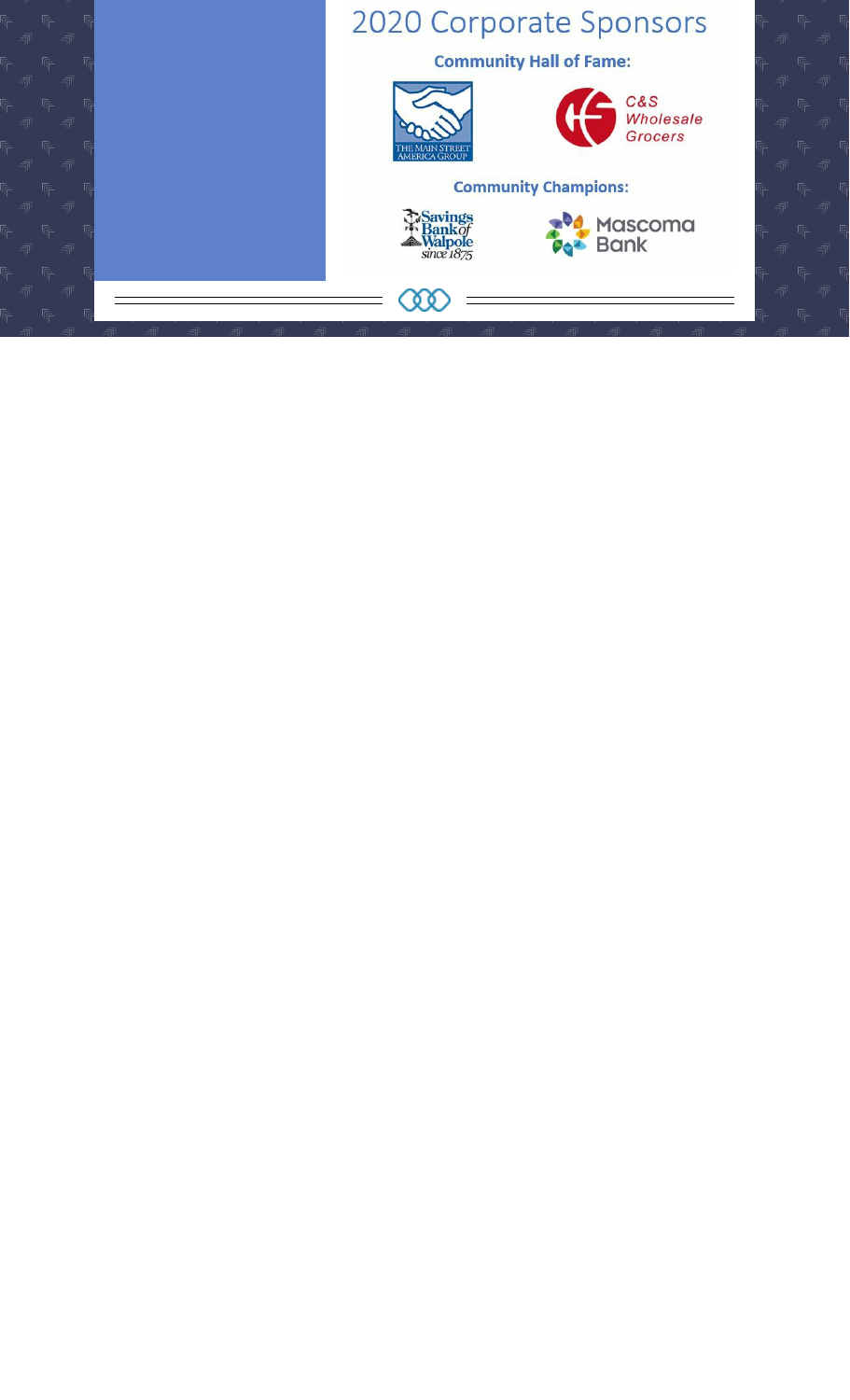# 2020 Corporate Sponsors

## Community Hall of Fame:

THE MAIN STREET AMERICA GROUP

C&S Wholesale Grocers

## Community Champions:

Savings Bank of Walpole since 1875

Mascoma Bank